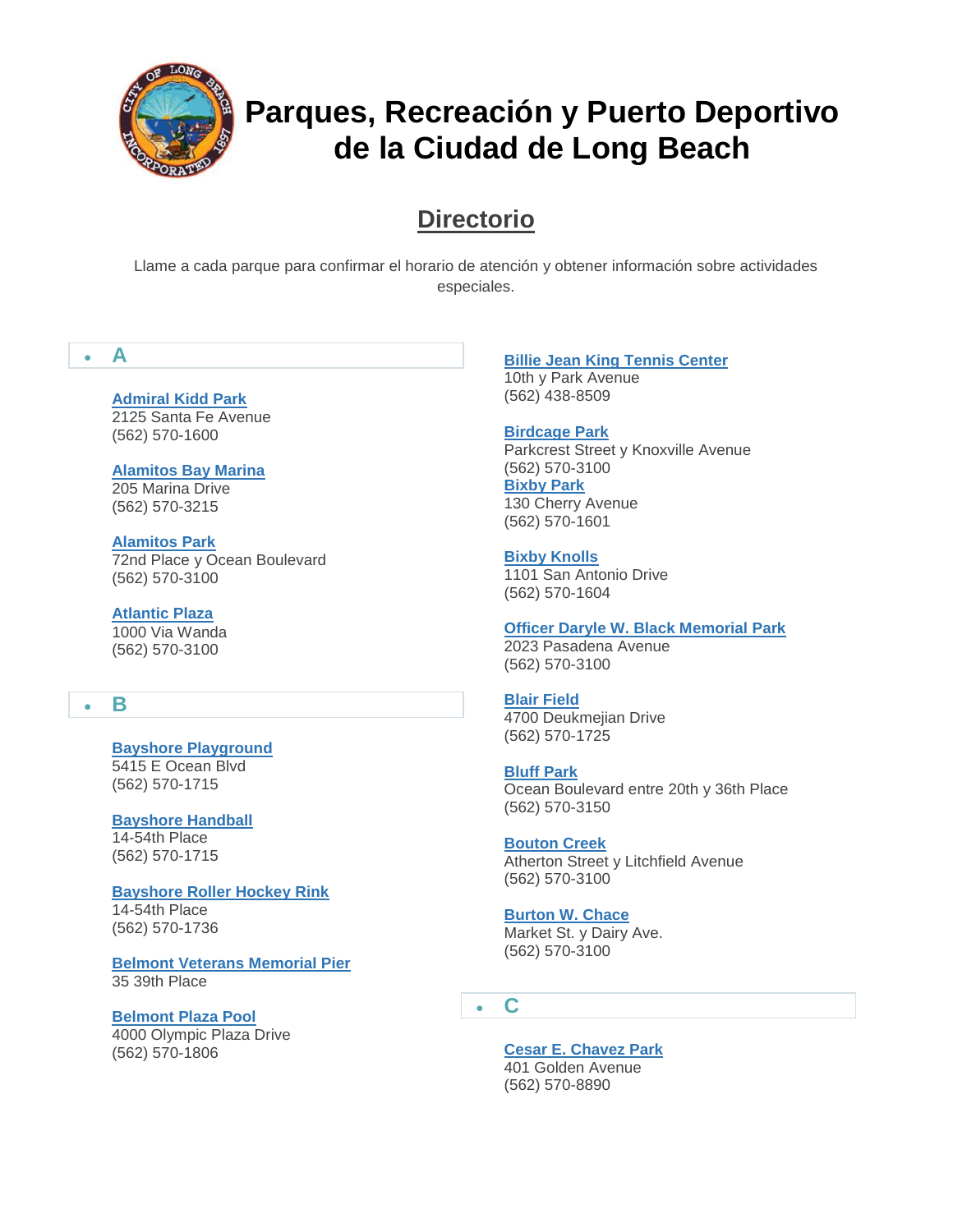# Parques, Recreación y Puerto Deportivo de la Ciudad de Long Beach

## Directorio

Llame a cada parque para confirmar el horario de atención y obtener información sobre actividades especiales.

### A

**Admiral Kidd Park**
2125 Santa Fe Avenue
(562) 570-1600

**Alamitos Bay Marina**
205 Marina Drive
(562) 570-3215

**Alamitos Park**
72nd Place y Ocean Boulevard
(562) 570-3100

**Atlantic Plaza**
1000 Via Wanda
(562) 570-3100

### B

**Bayshore Playground**
5415 E Ocean Blvd
(562) 570-1715

**Bayshore Handball**
14-54th Place
(562) 570-1715

**Bayshore Roller Hockey Rink**
14-54th Place
(562) 570-1736

**Belmont Veterans Memorial Pier**
35 39th Place

**Belmont Plaza Pool**
4000 Olympic Plaza Drive
(562) 570-1806

**Billie Jean King Tennis Center**
10th y Park Avenue
(562) 438-8509

**Birdcage Park**
Parkcrest Street y Knoxville Avenue
(562) 570-3100

**Bixby Park**
130 Cherry Avenue
(562) 570-1601

**Bixby Knolls**
1101 San Antonio Drive
(562) 570-1604

**Officer Daryle W. Black Memorial Park**
2023 Pasadena Avenue
(562) 570-3100

**Blair Field**
4700 Deukmejian Drive
(562) 570-1725

**Bluff Park**
Ocean Boulevard entre 20th y 36th Place
(562) 570-3150

**Bouton Creek**
Atherton Street y Litchfield Avenue
(562) 570-3100

**Burton W. Chace**
Market St. y Dairy Ave.
(562) 570-3100

### C

**Cesar E. Chavez Park**
401 Golden Avenue
(562) 570-8890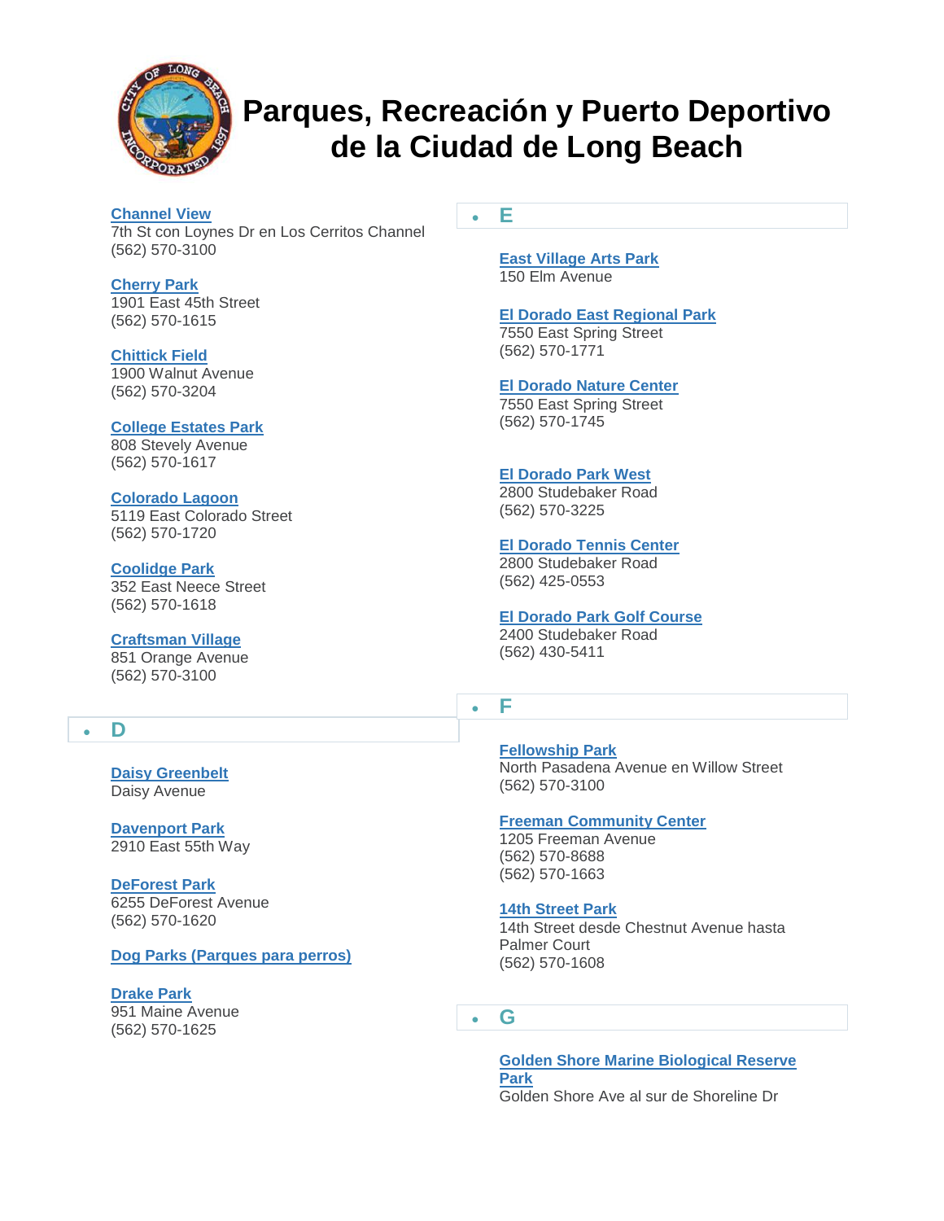# Parques, Recreación y Puerto Deportivo de la Ciudad de Long Beach

**Channel View**
7th St con Loynes Dr en Los Cerritos Channel
(562) 570-3100

**Cherry Park**
1901 East 45th Street
(562) 570-1615

**Chittick Field**
1900 Walnut Avenue
(562) 570-3204

**College Estates Park**
808 Stevely Avenue
(562) 570-1617

**Colorado Lagoon**
5119 East Colorado Street
(562) 570-1720

**Coolidge Park**
352 East Neece Street
(562) 570-1618

**Craftsman Village**
851 Orange Avenue
(562) 570-3100

## D

**Daisy Greenbelt**
Daisy Avenue

**Davenport Park**
2910 East 55th Way

**DeForest Park**
6255 DeForest Avenue
(562) 570-1620

**Dog Parks (Parques para perros)**

**Drake Park**
951 Maine Avenue
(562) 570-1625

## E

**East Village Arts Park**
150 Elm Avenue

**El Dorado East Regional Park**
7550 East Spring Street
(562) 570-1771

**El Dorado Nature Center**
7550 East Spring Street
(562) 570-1745

**El Dorado Park West**
2800 Studebaker Road
(562) 570-3225

**El Dorado Tennis Center**
2800 Studebaker Road
(562) 425-0553

**El Dorado Park Golf Course**
2400 Studebaker Road
(562) 430-5411

## F

**Fellowship Park**
North Pasadena Avenue en Willow Street
(562) 570-3100

**Freeman Community Center**
1205 Freeman Avenue
(562) 570-8688
(562) 570-1663

**14th Street Park**
14th Street desde Chestnut Avenue hasta Palmer Court
(562) 570-1608

## G

**Golden Shore Marine Biological Reserve Park**
Golden Shore Ave al sur de Shoreline Dr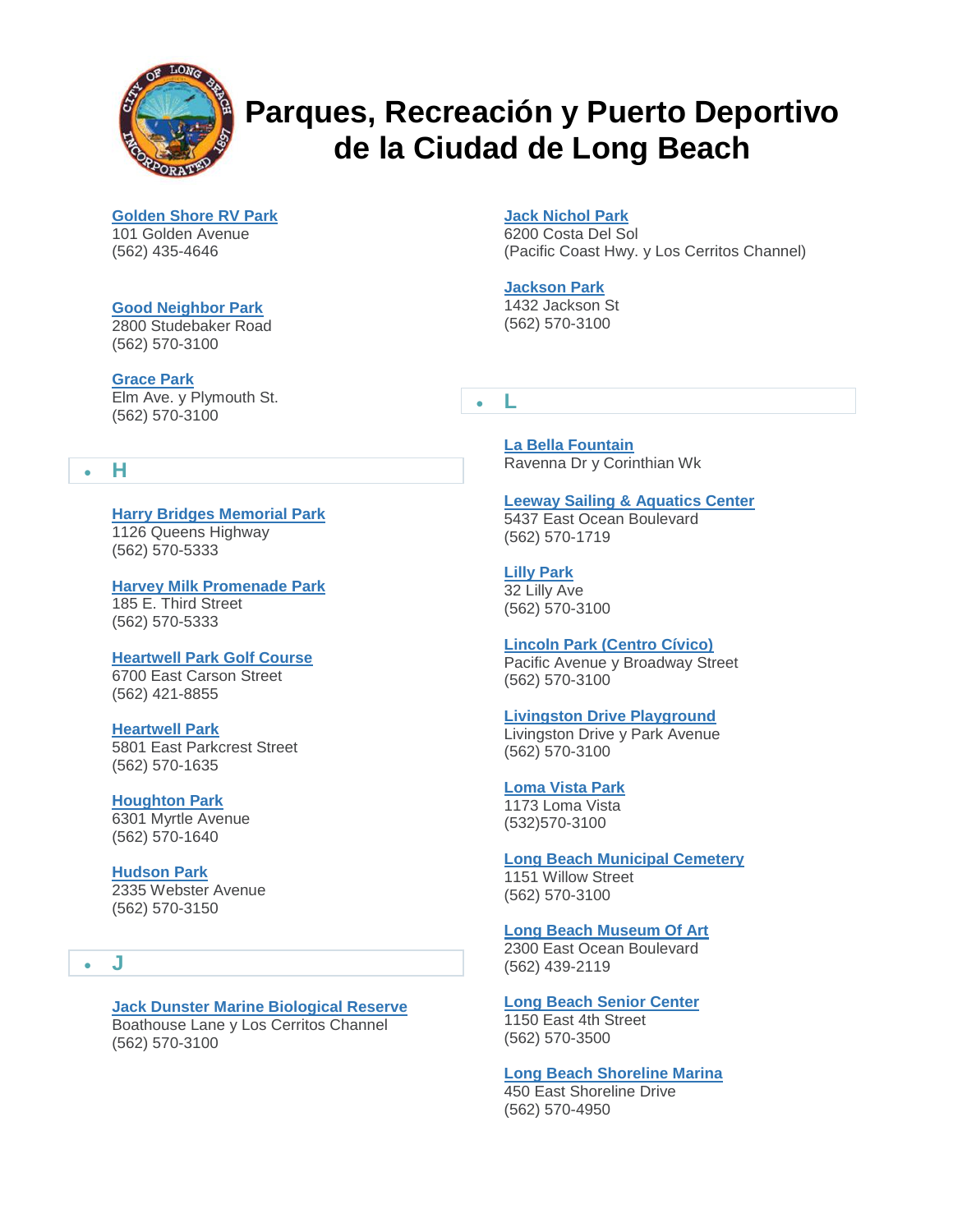# Parques, Recreación y Puerto Deportivo de la Ciudad de Long Beach

**Golden Shore RV Park**
101 Golden Avenue
(562) 435-4646

**Good Neighbor Park**
2800 Studebaker Road
(562) 570-3100

**Grace Park**
Elm Ave. y Plymouth St.
(562) 570-3100

## H

**Harry Bridges Memorial Park**
1126 Queens Highway
(562) 570-5333

**Harvey Milk Promenade Park**
185 E. Third Street
(562) 570-5333

**Heartwell Park Golf Course**
6700 East Carson Street
(562) 421-8855

**Heartwell Park**
5801 East Parkcrest Street
(562) 570-1635

**Houghton Park**
6301 Myrtle Avenue
(562) 570-1640

**Hudson Park**
2335 Webster Avenue
(562) 570-3150

## J

**Jack Dunster Marine Biological Reserve**
Boathouse Lane y Los Cerritos Channel
(562) 570-3100

**Jack Nichol Park**
6200 Costa Del Sol
(Pacific Coast Hwy. y Los Cerritos Channel)

**Jackson Park**
1432 Jackson St
(562) 570-3100

## L

**La Bella Fountain**
Ravenna Dr y Corinthian Wk

**Leeway Sailing & Aquatics Center**
5437 East Ocean Boulevard
(562) 570-1719

**Lilly Park**
32 Lilly Ave
(562) 570-3100

**Lincoln Park (Centro Cívico)**
Pacific Avenue y Broadway Street
(562) 570-3100

**Livingston Drive Playground**
Livingston Drive y Park Avenue
(562) 570-3100

**Loma Vista Park**
1173 Loma Vista
(532)570-3100

**Long Beach Municipal Cemetery**
1151 Willow Street
(562) 570-3100

**Long Beach Museum Of Art**
2300 East Ocean Boulevard
(562) 439-2119

**Long Beach Senior Center**
1150 East 4th Street
(562) 570-3500

**Long Beach Shoreline Marina**
450 East Shoreline Drive
(562) 570-4950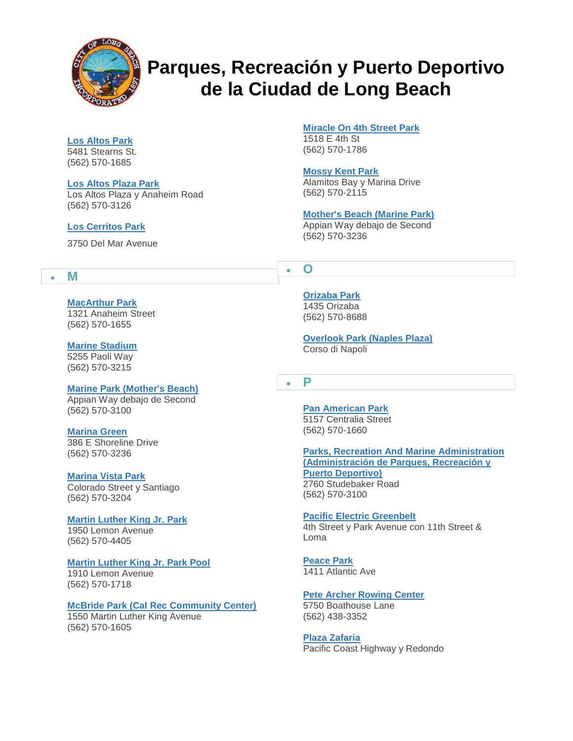# Parques, Recreación y Puerto Deportivo de la Ciudad de Long Beach

**Los Altos Park**
5481 Stearns St.
(562) 570-1685

**Los Altos Plaza Park**
Los Altos Plaza y Anaheim Road
(562) 570-3126

**Los Cerritos Park**

3750 Del Mar Avenue

## M

**MacArthur Park**
1321 Anaheim Street
(562) 570-1655

**Marine Stadium**
5255 Paoli Way
(562) 570-3215

**Marine Park (Mother's Beach)**
Appian Way debajo de Second
(562) 570-3100

**Marina Green**
386 E Shoreline Drive
(562) 570-3236

**Marina Vista Park**
Colorado Street y Santiago
(562) 570-3204

**Martin Luther King Jr. Park**
1950 Lemon Avenue
(562) 570-4405

**Martin Luther King Jr. Park Pool**
1910 Lemon Avenue
(562) 570-1718

**McBride Park (Cal Rec Community Center)**
1550 Martin Luther King Avenue
(562) 570-1605

**Miracle On 4th Street Park**
1518 E 4th St
(562) 570-1786

**Mossy Kent Park**
Alamitos Bay y Marina Drive
(562) 570-2115

**Mother's Beach (Marine Park)**
Appian Way debajo de Second
(562) 570-3236

## O

**Orizaba Park**
1435 Orizaba
(562) 570-8688

**Overlook Park (Naples Plaza)**
Corso di Napoli

## P

**Pan American Park**
5157 Centralia Street
(562) 570-1660

**Parks, Recreation And Marine Administration (Administración de Parques, Recreación y Puerto Deportivo)**
2760 Studebaker Road
(562) 570-3100

**Pacific Electric Greenbelt**
4th Street y Park Avenue con 11th Street & Loma

**Peace Park**
1411 Atlantic Ave

**Pete Archer Rowing Center**
5750 Boathouse Lane
(562) 438-3352

**Plaza Zafaria**
Pacific Coast Highway y Redondo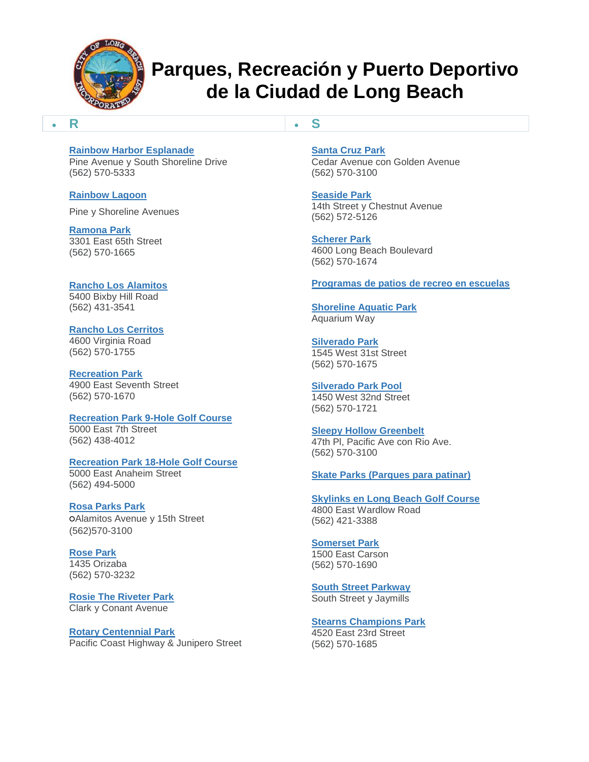# Parques, Recreación y Puerto Deportivo de la Ciudad de Long Beach

- **R**

**Rainbow Harbor Esplanade**
Pine Avenue y South Shoreline Drive
(562) 570-5333

**Rainbow Lagoon**
Pine y Shoreline Avenues

**Ramona Park**
3301 East 65th Street
(562) 570-1665

**Rancho Los Alamitos**
5400 Bixby Hill Road
(562) 431-3541

**Rancho Los Cerritos**
4600 Virginia Road
(562) 570-1755

**Recreation Park**
4900 East Seventh Street
(562) 570-1670

**Recreation Park 9-Hole Golf Course**
5000 East 7th Street
(562) 438-4012

**Recreation Park 18-Hole Golf Course**
5000 East Anaheim Street
(562) 494-5000

**Rosa Parks Park**
oAlamitos Avenue y 15th Street
(562)570-3100

**Rose Park**
1435 Orizaba
(562) 570-3232

**Rosie The Riveter Park**
Clark y Conant Avenue

**Rotary Centennial Park**
Pacific Coast Highway & Junipero Street

- **S**

**Santa Cruz Park**
Cedar Avenue con Golden Avenue
(562) 570-3100

**Seaside Park**
14th Street y Chestnut Avenue
(562) 572-5126

**Scherer Park**
4600 Long Beach Boulevard
(562) 570-1674

**Programas de patios de recreo en escuelas**

**Shoreline Aquatic Park**
Aquarium Way

**Silverado Park**
1545 West 31st Street
(562) 570-1675

**Silverado Park Pool**
1450 West 32nd Street
(562) 570-1721

**Sleepy Hollow Greenbelt**
47th Pl, Pacific Ave con Rio Ave.
(562) 570-3100

**Skate Parks (Parques para patinar)**

**Skylinks en Long Beach Golf Course**
4800 East Wardlow Road
(562) 421-3388

**Somerset Park**
1500 East Carson
(562) 570-1690

**South Street Parkway**
South Street y Jaymills

**Stearns Champions Park**
4520 East 23rd Street
(562) 570-1685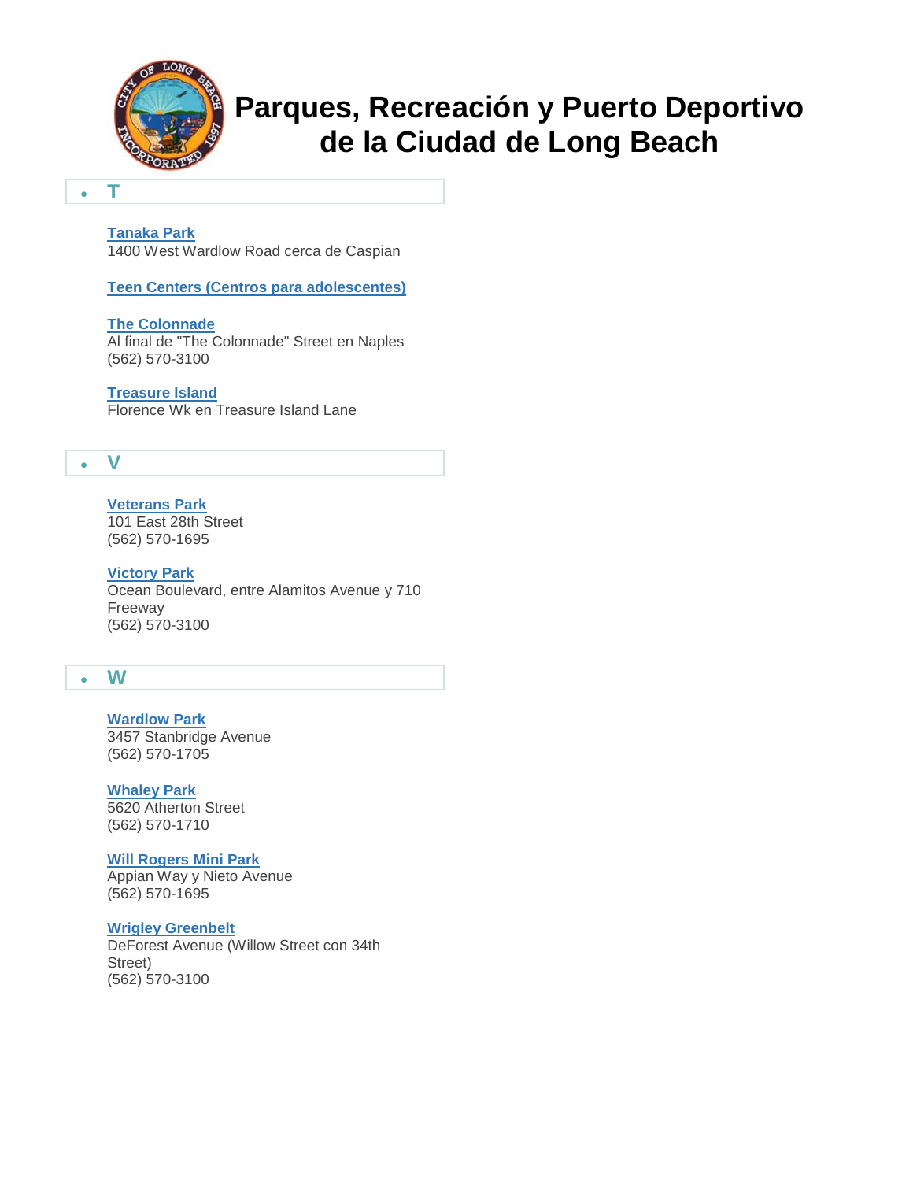# Parques, Recreación y Puerto Deportivo de la Ciudad de Long Beach

- **T**

**Tanaka Park**
1400 West Wardlow Road cerca de Caspian

**Teen Centers (Centros para adolescentes)**

**The Colonnade**
Al final de "The Colonnade" Street en Naples
(562) 570-3100

**Treasure Island**
Florence Wk en Treasure Island Lane

- **V**

**Veterans Park**
101 East 28th Street
(562) 570-1695

**Victory Park**
Ocean Boulevard, entre Alamitos Avenue y 710 Freeway
(562) 570-3100

- **W**

**Wardlow Park**
3457 Stanbridge Avenue
(562) 570-1705

**Whaley Park**
5620 Atherton Street
(562) 570-1710

**Will Rogers Mini Park**
Appian Way y Nieto Avenue
(562) 570-1695

**Wrigley Greenbelt**
DeForest Avenue (Willow Street con 34th Street)
(562) 570-3100